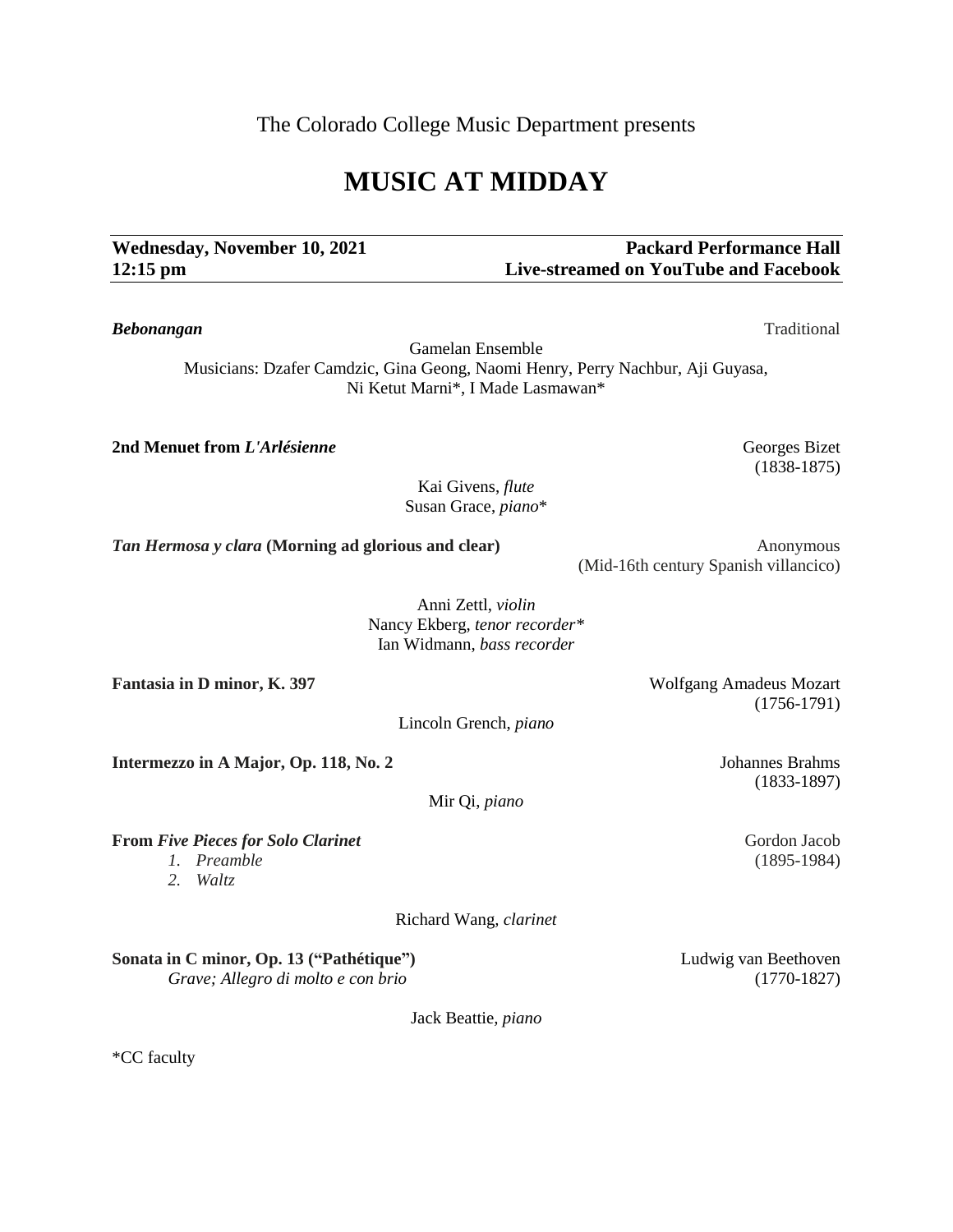The Colorado College Music Department presents

# MUSIC AT MIDDAY

**Wednesday, November 10, 2021** | **Packard Performance Hall**
**12:15 pm** | **Live-streamed on YouTube and Facebook**

***Bebonangan*** — Traditional

Gamelan Ensemble
Musicians: Dzafer Camdzic, Gina Geong, Naomi Henry, Perry Nachbur, Aji Guyasa, Ni Ketut Marni*, I Made Lasmawan*

**2nd Menuet from *L'Arlésienne*** — Georges Bizet (1838-1875)

Kai Givens, *flute*
Susan Grace, *piano**

***Tan Hermosa y clara* (Morning ad glorious and clear)** — Anonymous (Mid-16th century Spanish villancico)

Anni Zettl, *violin*
Nancy Ekberg, *tenor recorder**
Ian Widmann, *bass recorder*

**Fantasia in D minor, K. 397** — Wolfgang Amadeus Mozart (1756-1791)

Lincoln Grench, *piano*

**Intermezzo in A Major, Op. 118, No. 2** — Johannes Brahms (1833-1897)

Mir Qi, *piano*

**From *Five Pieces for Solo Clarinet*** — Gordon Jacob (1895-1984)

1. *Preamble*
2. *Waltz*

Richard Wang, *clarinet*

**Sonata in C minor, Op. 13 ("Pathétique")** — Ludwig van Beethoven (1770-1827)
*Grave; Allegro di molto e con brio*

Jack Beattie, *piano*

*CC faculty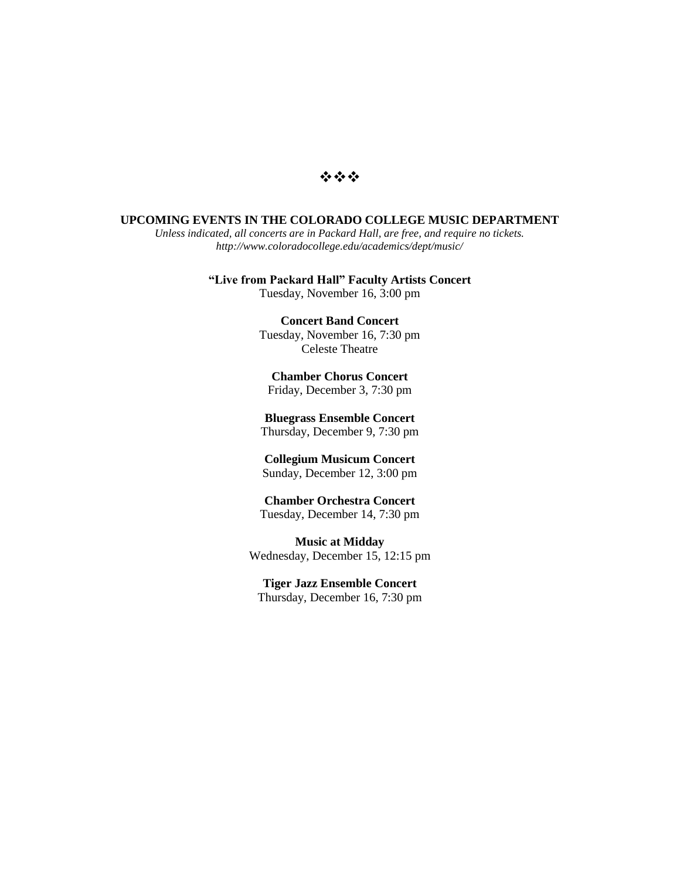❖❖❖

## UPCOMING EVENTS IN THE COLORADO COLLEGE MUSIC DEPARTMENT

*Unless indicated, all concerts are in Packard Hall, are free, and require no tickets.*
*http://www.coloradocollege.edu/academics/dept/music/*

**"Live from Packard Hall" Faculty Artists Concert**
Tuesday, November 16, 3:00 pm

**Concert Band Concert**
Tuesday, November 16, 7:30 pm
Celeste Theatre

**Chamber Chorus Concert**
Friday, December 3, 7:30 pm

**Bluegrass Ensemble Concert**
Thursday, December 9, 7:30 pm

**Collegium Musicum Concert**
Sunday, December 12, 3:00 pm

**Chamber Orchestra Concert**
Tuesday, December 14, 7:30 pm

**Music at Midday**
Wednesday, December 15, 12:15 pm

**Tiger Jazz Ensemble Concert**
Thursday, December 16, 7:30 pm